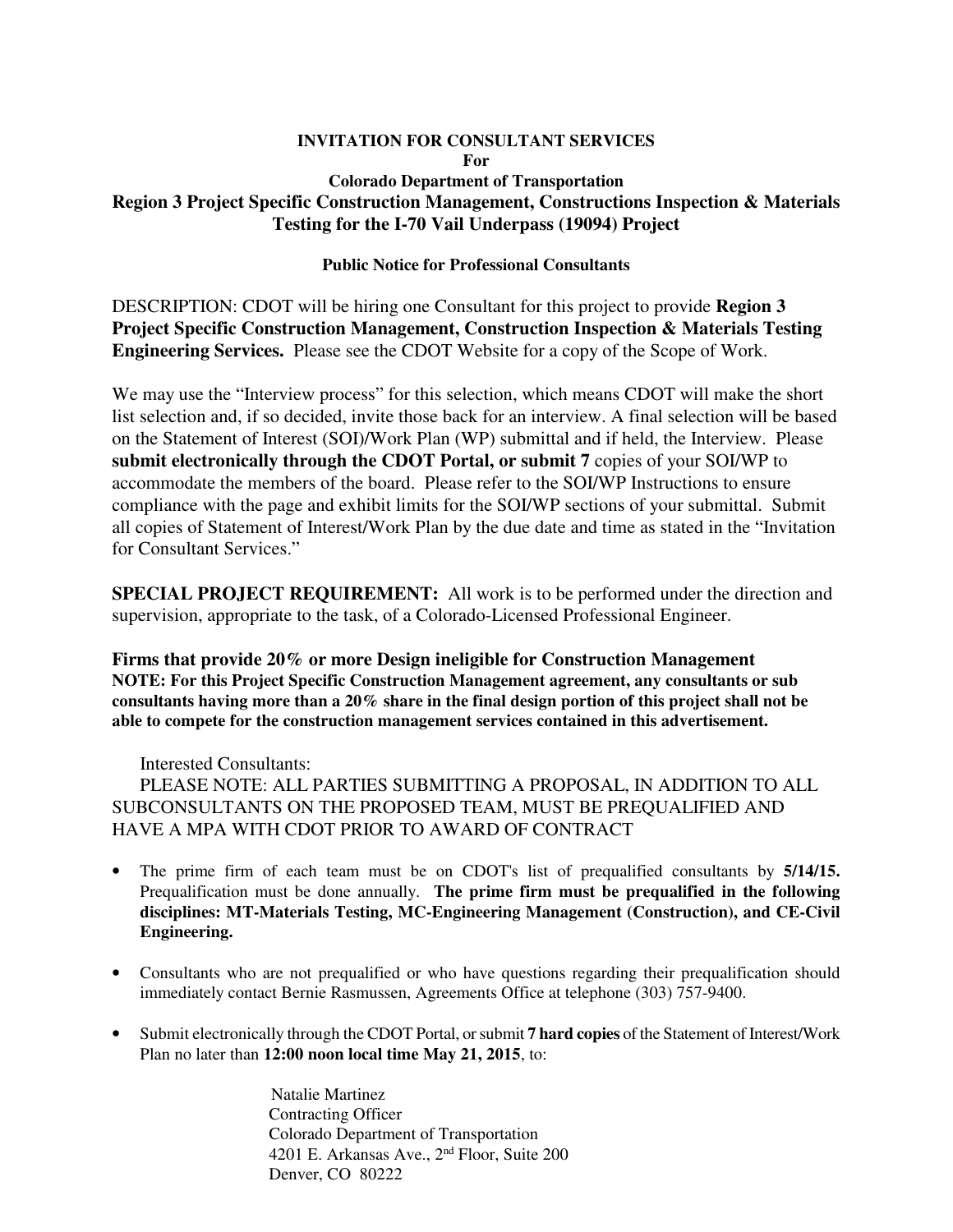**INVITATION FOR CONSULTANT SERVICES**
**For**
**Colorado Department of Transportation**

# Region 3 Project Specific Construction Management, Constructions Inspection & Materials Testing for the I-70 Vail Underpass (19094) Project

**Public Notice for Professional Consultants**

DESCRIPTION: CDOT will be hiring one Consultant for this project to provide **Region 3 Project Specific Construction Management, Construction Inspection & Materials Testing Engineering Services.** Please see the CDOT Website for a copy of the Scope of Work.

We may use the "Interview process" for this selection, which means CDOT will make the short list selection and, if so decided, invite those back for an interview. A final selection will be based on the Statement of Interest (SOI)/Work Plan (WP) submittal and if held, the Interview. Please **submit electronically through the CDOT Portal, or submit 7** copies of your SOI/WP to accommodate the members of the board. Please refer to the SOI/WP Instructions to ensure compliance with the page and exhibit limits for the SOI/WP sections of your submittal. Submit all copies of Statement of Interest/Work Plan by the due date and time as stated in the "Invitation for Consultant Services."

**SPECIAL PROJECT REQUIREMENT:** All work is to be performed under the direction and supervision, appropriate to the task, of a Colorado-Licensed Professional Engineer.

**Firms that provide 20% or more Design ineligible for Construction Management**
**NOTE: For this Project Specific Construction Management agreement, any consultants or sub consultants having more than a 20% share in the final design portion of this project shall not be able to compete for the construction management services contained in this advertisement.**

Interested Consultants:
PLEASE NOTE: ALL PARTIES SUBMITTING A PROPOSAL, IN ADDITION TO ALL SUBCONSULTANTS ON THE PROPOSED TEAM, MUST BE PREQUALIFIED AND HAVE A MPA WITH CDOT PRIOR TO AWARD OF CONTRACT

- The prime firm of each team must be on CDOT's list of prequalified consultants by **5/14/15.** Prequalification must be done annually. **The prime firm must be prequalified in the following disciplines: MT-Materials Testing, MC-Engineering Management (Construction), and CE-Civil Engineering.**
- Consultants who are not prequalified or who have questions regarding their prequalification should immediately contact Bernie Rasmussen, Agreements Office at telephone (303) 757-9400.
- Submit electronically through the CDOT Portal, or submit **7 hard copies** of the Statement of Interest/Work Plan no later than **12:00 noon local time May 21, 2015**, to:

  Natalie Martinez
  Contracting Officer
  Colorado Department of Transportation
  4201 E. Arkansas Ave., 2nd Floor, Suite 200
  Denver, CO 80222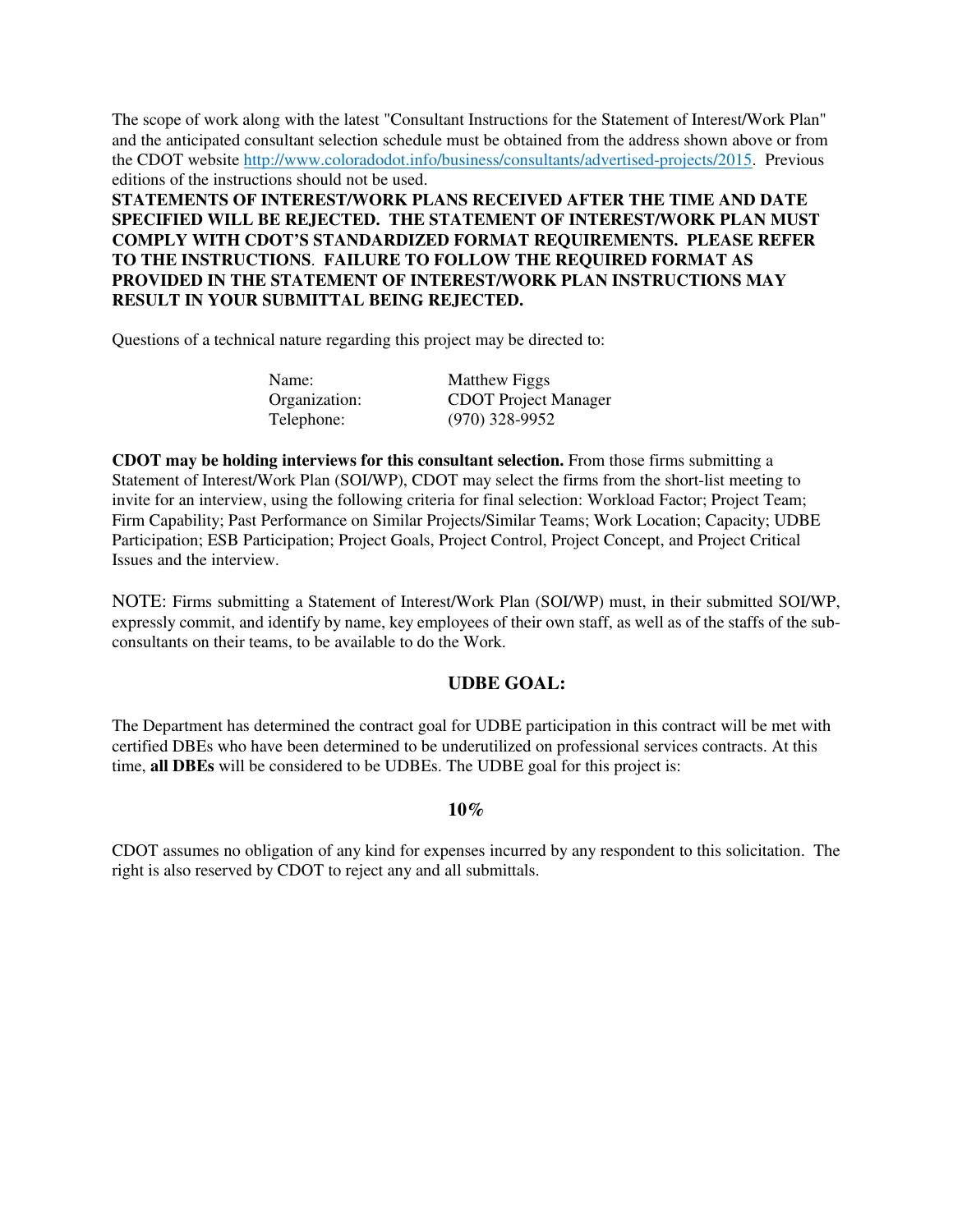The scope of work along with the latest "Consultant Instructions for the Statement of Interest/Work Plan" and the anticipated consultant selection schedule must be obtained from the address shown above or from the CDOT website http://www.coloradodot.info/business/consultants/advertised-projects/2015. Previous editions of the instructions should not be used.

**STATEMENTS OF INTEREST/WORK PLANS RECEIVED AFTER THE TIME AND DATE SPECIFIED WILL BE REJECTED. THE STATEMENT OF INTEREST/WORK PLAN MUST COMPLY WITH CDOT'S STANDARDIZED FORMAT REQUIREMENTS. PLEASE REFER TO THE INSTRUCTIONS. FAILURE TO FOLLOW THE REQUIRED FORMAT AS PROVIDED IN THE STATEMENT OF INTEREST/WORK PLAN INSTRUCTIONS MAY RESULT IN YOUR SUBMITTAL BEING REJECTED.**

Questions of a technical nature regarding this project may be directed to:

| | |
|---|---|
| Name: | Matthew Figgs |
| Organization: | CDOT Project Manager |
| Telephone: | (970) 328-9952 |

**CDOT may be holding interviews for this consultant selection.** From those firms submitting a Statement of Interest/Work Plan (SOI/WP), CDOT may select the firms from the short-list meeting to invite for an interview, using the following criteria for final selection: Workload Factor; Project Team; Firm Capability; Past Performance on Similar Projects/Similar Teams; Work Location; Capacity; UDBE Participation; ESB Participation; Project Goals, Project Control, Project Concept, and Project Critical Issues and the interview.

NOTE: Firms submitting a Statement of Interest/Work Plan (SOI/WP) must, in their submitted SOI/WP, expressly commit, and identify by name, key employees of their own staff, as well as of the staffs of the sub-consultants on their teams, to be available to do the Work.

## UDBE GOAL:

The Department has determined the contract goal for UDBE participation in this contract will be met with certified DBEs who have been determined to be underutilized on professional services contracts. At this time, **all DBEs** will be considered to be UDBEs. The UDBE goal for this project is:

**10%**

CDOT assumes no obligation of any kind for expenses incurred by any respondent to this solicitation. The right is also reserved by CDOT to reject any and all submittals.